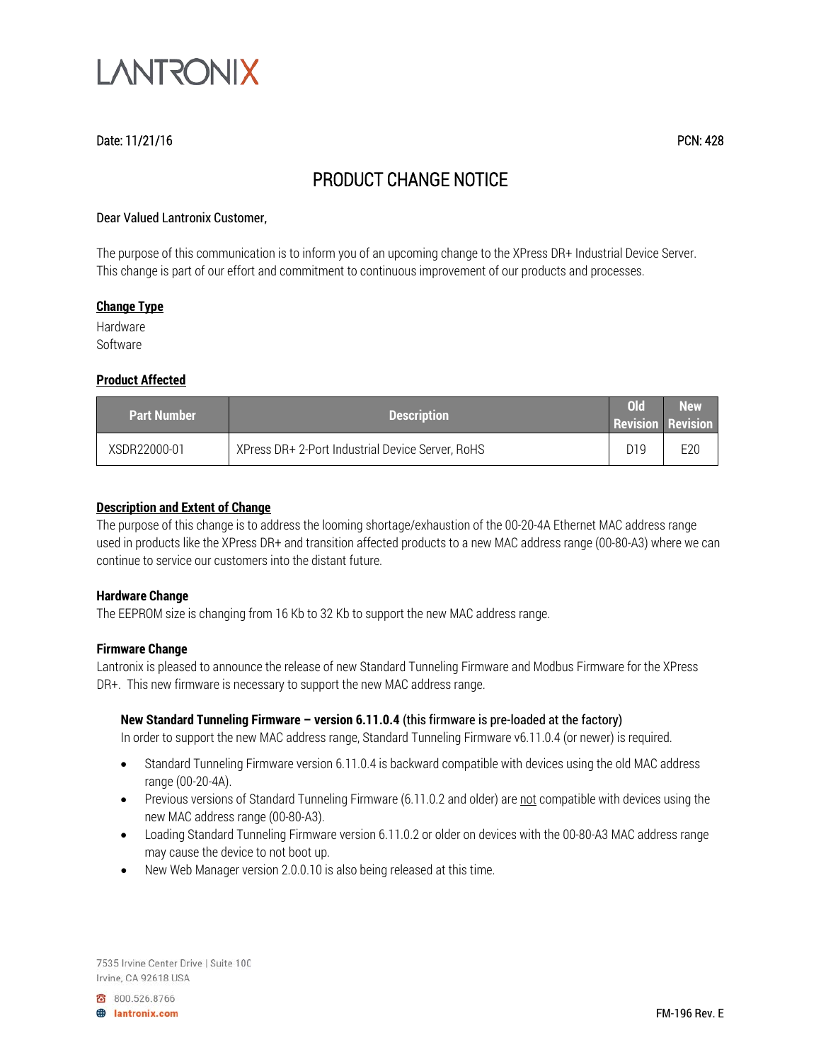LANTRONIX

Date: 11/21/16 PCN: 428

# PRODUCT CHANGE NOTICE

Dear Valued Lantronix Customer,

The purpose of this communication is to inform you of an upcoming change to the XPress DR+ Industrial Device Server. This change is part of our effort and commitment to continuous improvement of our products and processes.

## Change Type

Hardware
Software

## Product Affected

| Part Number | Description | Old Revision | New Revision |
| --- | --- | --- | --- |
| XSDR22000-01 | XPress DR+ 2-Port Industrial Device Server, RoHS | D19 | E20 |

## Description and Extent of Change

The purpose of this change is to address the looming shortage/exhaustion of the 00-20-4A Ethernet MAC address range used in products like the XPress DR+ and transition affected products to a new MAC address range (00-80-A3) where we can continue to service our customers into the distant future.

### Hardware Change

The EEPROM size is changing from 16 Kb to 32 Kb to support the new MAC address range.

### Firmware Change

Lantronix is pleased to announce the release of new Standard Tunneling Firmware and Modbus Firmware for the XPress DR+. This new firmware is necessary to support the new MAC address range.

**New Standard Tunneling Firmware – version 6.11.0.4** (this firmware is pre-loaded at the factory)
In order to support the new MAC address range, Standard Tunneling Firmware v6.11.0.4 (or newer) is required.

- Standard Tunneling Firmware version 6.11.0.4 is backward compatible with devices using the old MAC address range (00-20-4A).
- Previous versions of Standard Tunneling Firmware (6.11.0.2 and older) are not compatible with devices using the new MAC address range (00-80-A3).
- Loading Standard Tunneling Firmware version 6.11.0.2 or older on devices with the 00-80-A3 MAC address range may cause the device to not boot up.
- New Web Manager version 2.0.0.10 is also being released at this time.

7535 Irvine Center Drive | Suite 100
Irvine, CA 92618 USA
800.526.8766
lantronix.com

FM-196 Rev. E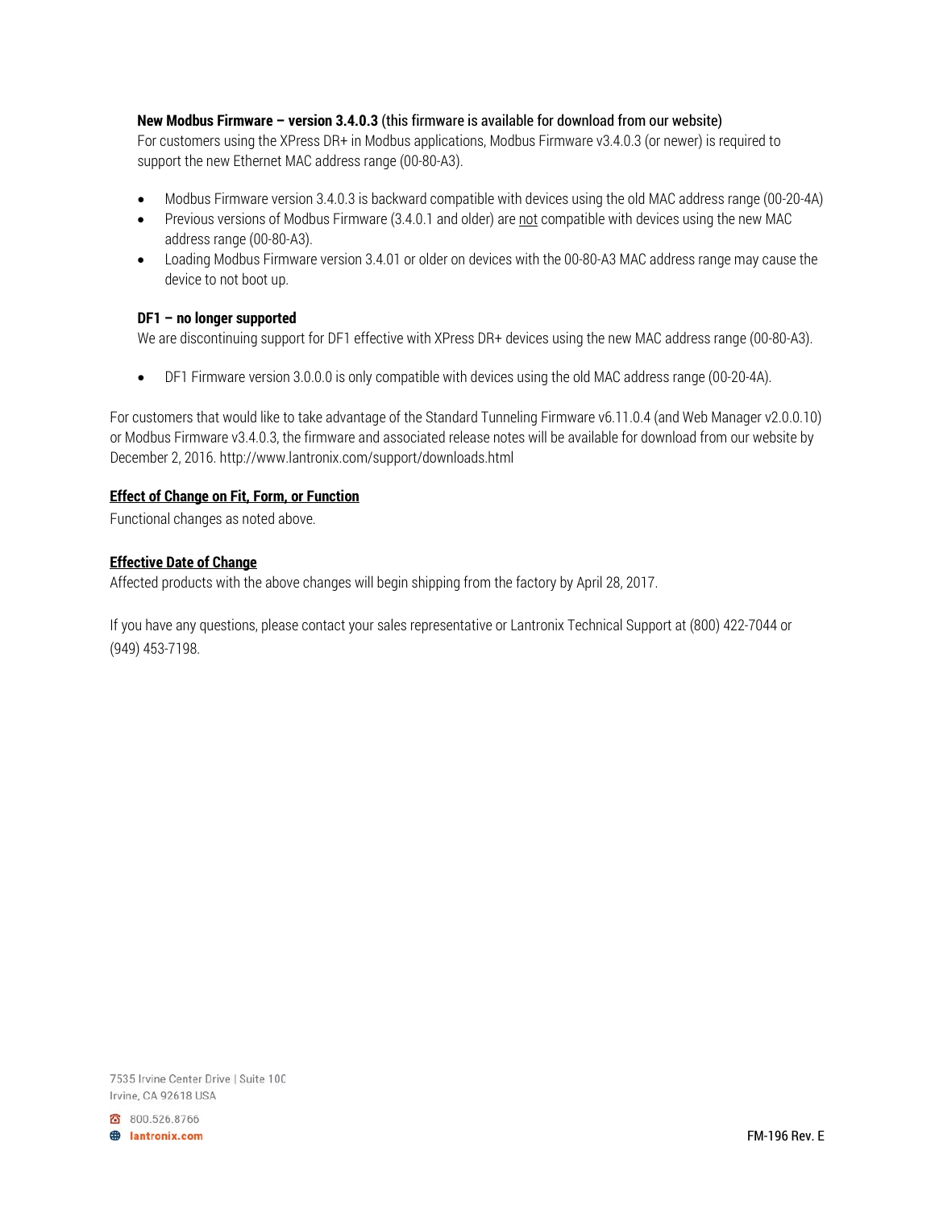**New Modbus Firmware – version 3.4.0.3** (this firmware is available for download from our website)
For customers using the XPress DR+ in Modbus applications, Modbus Firmware v3.4.0.3 (or newer) is required to support the new Ethernet MAC address range (00-80-A3).

- Modbus Firmware version 3.4.0.3 is backward compatible with devices using the old MAC address range (00-20-4A)
- Previous versions of Modbus Firmware (3.4.0.1 and older) are <u>not</u> compatible with devices using the new MAC address range (00-80-A3).
- Loading Modbus Firmware version 3.4.01 or older on devices with the 00-80-A3 MAC address range may cause the device to not boot up.

**DF1 – no longer supported**
We are discontinuing support for DF1 effective with XPress DR+ devices using the new MAC address range (00-80-A3).

- DF1 Firmware version 3.0.0.0 is only compatible with devices using the old MAC address range (00-20-4A).

For customers that would like to take advantage of the Standard Tunneling Firmware v6.11.0.4 (and Web Manager v2.0.0.10) or Modbus Firmware v3.4.0.3, the firmware and associated release notes will be available for download from our website by December 2, 2016. http://www.lantronix.com/support/downloads.html

**<u>Effect of Change on Fit, Form, or Function</u>**
Functional changes as noted above.

**<u>Effective Date of Change</u>**
Affected products with the above changes will begin shipping from the factory by April 28, 2017.

If you have any questions, please contact your sales representative or Lantronix Technical Support at (800) 422-7044 or (949) 453-7198.

7535 Irvine Center Drive | Suite 100
Irvine, CA 92618 USA

800.526.8766
lantronix.com

FM-196 Rev. E